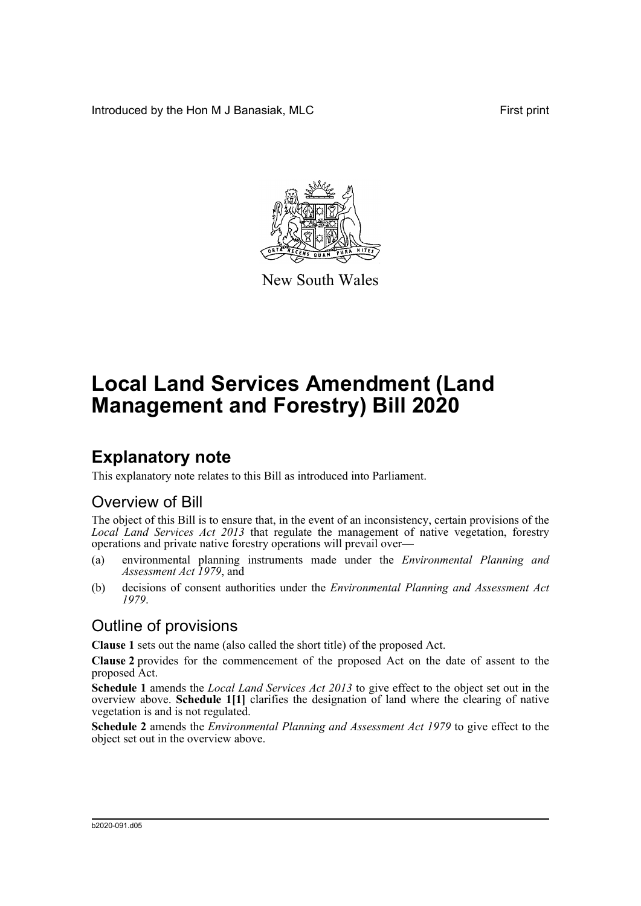Introduced by the Hon M J Banasiak, MLC First print

New South Wales

# Local Land Services Amendment (Land Management and Forestry) Bill 2020

## Explanatory note

This explanatory note relates to this Bill as introduced into Parliament.

### Overview of Bill

The object of this Bill is to ensure that, in the event of an inconsistency, certain provisions of the *Local Land Services Act 2013* that regulate the management of native vegetation, forestry operations and private native forestry operations will prevail over—

(a) environmental planning instruments made under the *Environmental Planning and Assessment Act 1979*, and

(b) decisions of consent authorities under the *Environmental Planning and Assessment Act 1979*.

### Outline of provisions

**Clause 1** sets out the name (also called the short title) of the proposed Act.

**Clause 2** provides for the commencement of the proposed Act on the date of assent to the proposed Act.

**Schedule 1** amends the *Local Land Services Act 2013* to give effect to the object set out in the overview above. **Schedule 1[1]** clarifies the designation of land where the clearing of native vegetation is and is not regulated.

**Schedule 2** amends the *Environmental Planning and Assessment Act 1979* to give effect to the object set out in the overview above.

b2020-091.d05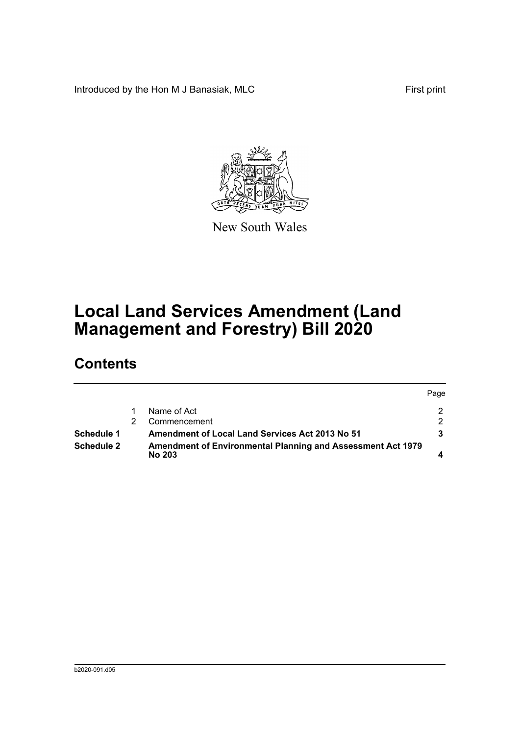Introduced by the Hon M J Banasiak, MLC

First print

New South Wales

# Local Land Services Amendment (Land Management and Forestry) Bill 2020

## Contents

| | | | Page |
|---|---|---|---|
| | 1 | Name of Act | 2 |
| | 2 | Commencement | 2 |
| **Schedule 1** | | **Amendment of Local Land Services Act 2013 No 51** | **3** |
| **Schedule 2** | | **Amendment of Environmental Planning and Assessment Act 1979 No 203** | **4** |

b2020-091.d05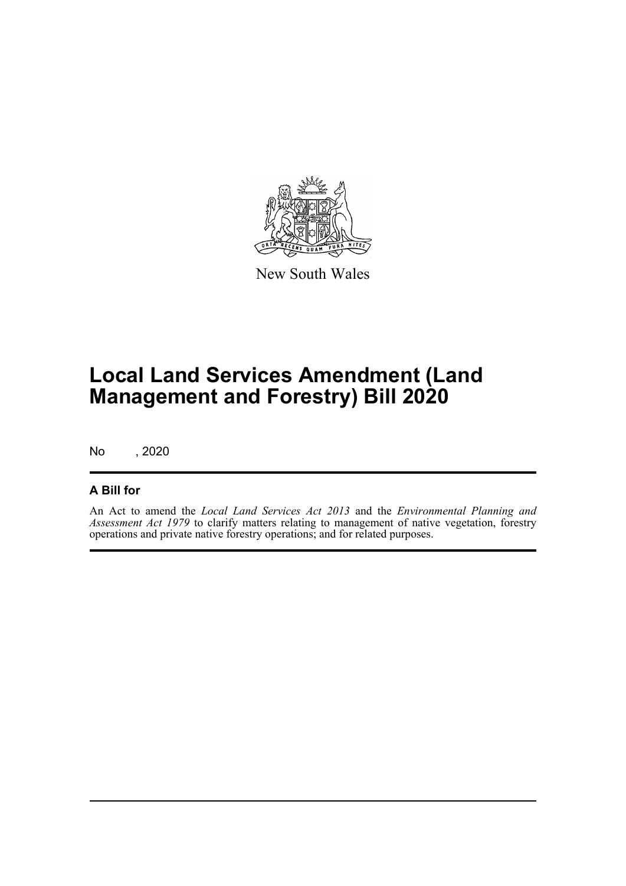New South Wales

# Local Land Services Amendment (Land Management and Forestry) Bill 2020

No , 2020

## A Bill for

An Act to amend the *Local Land Services Act 2013* and the *Environmental Planning and Assessment Act 1979* to clarify matters relating to management of native vegetation, forestry operations and private native forestry operations; and for related purposes.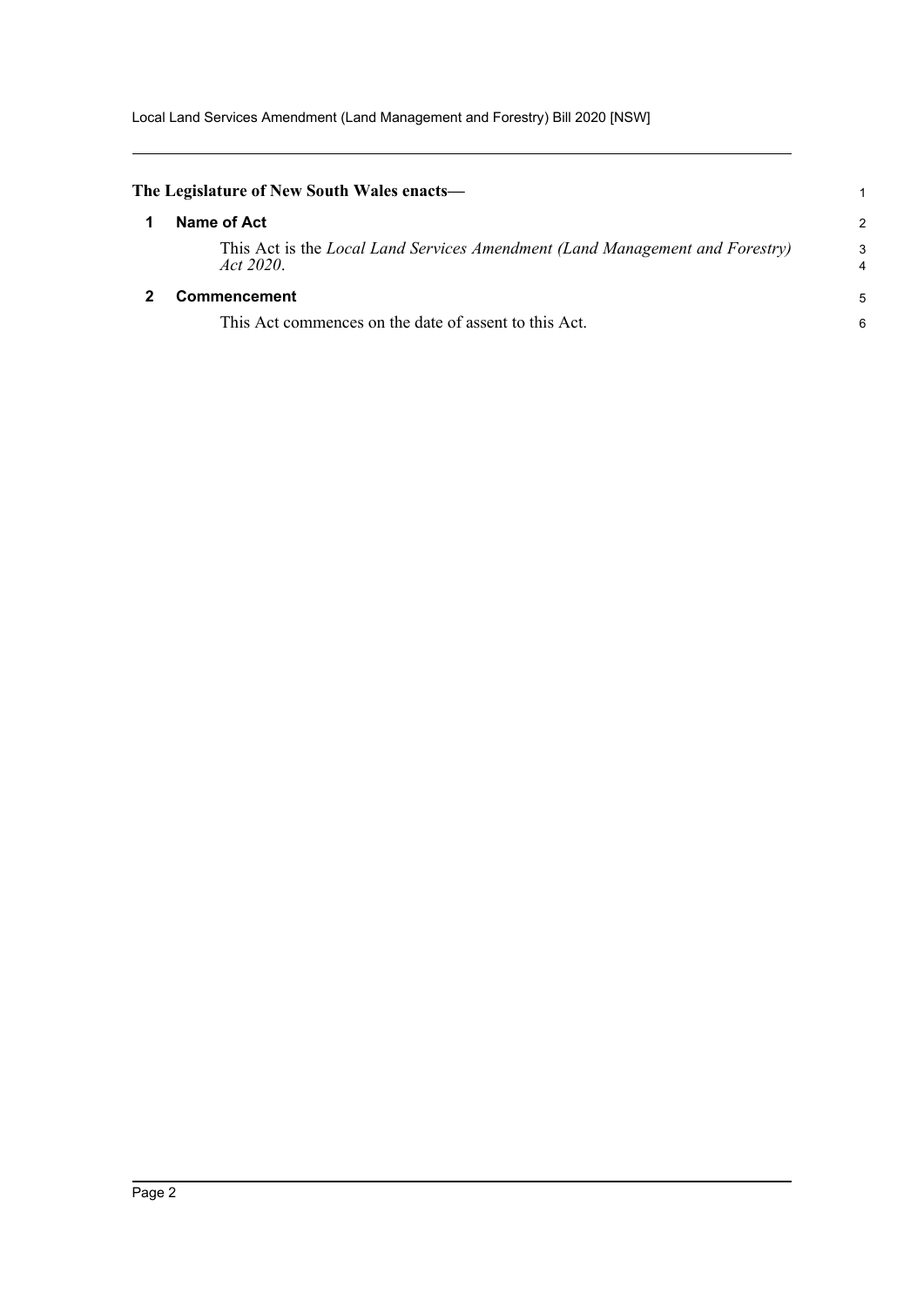**The Legislature of New South Wales enacts—**

## 1 Name of Act

This Act is the *Local Land Services Amendment (Land Management and Forestry) Act 2020*.

## 2 Commencement

This Act commences on the date of assent to this Act.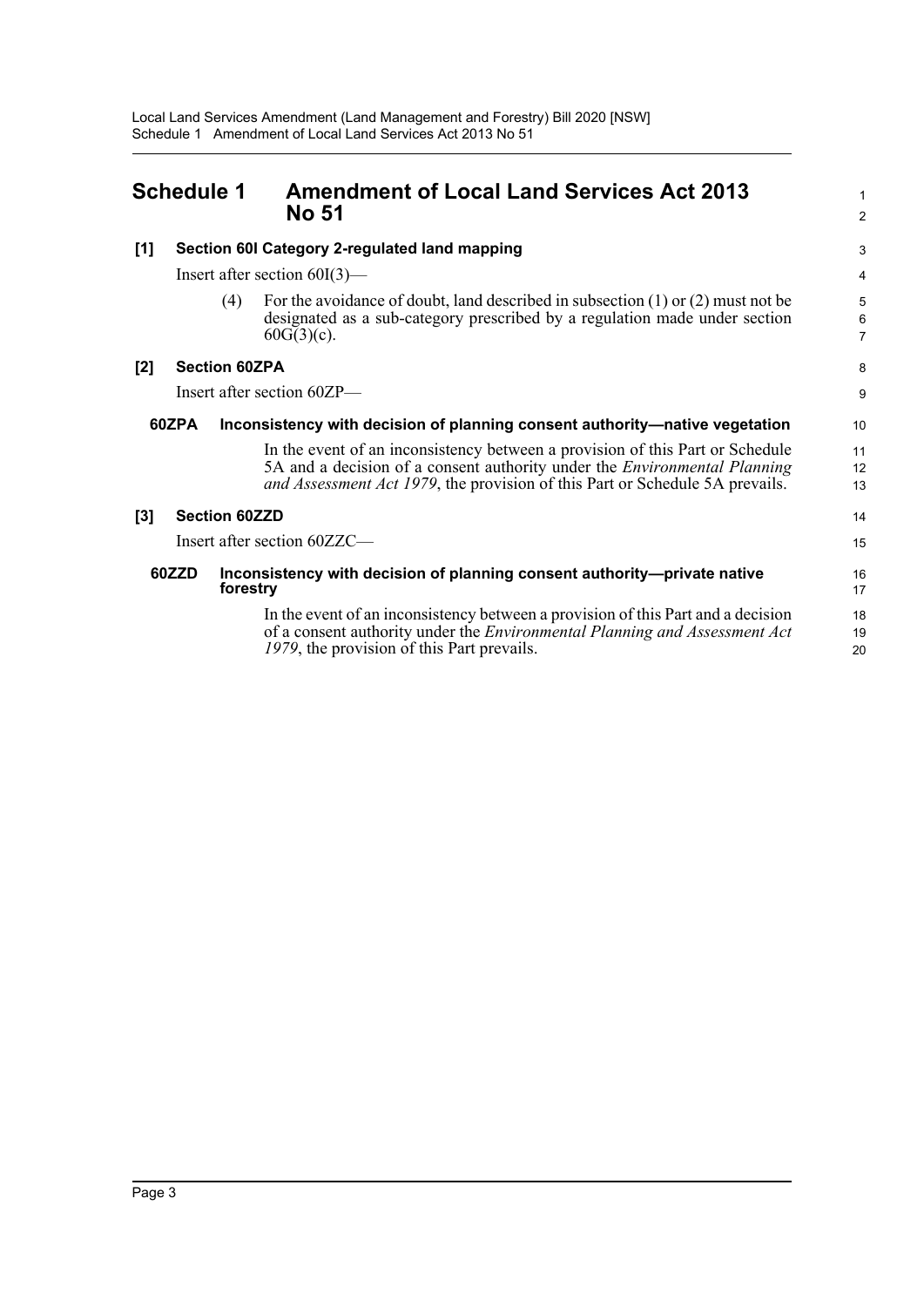## Schedule 1 Amendment of Local Land Services Act 2013 No 51

### [1] Section 60I Category 2-regulated land mapping

Insert after section 60I(3)—

(4) For the avoidance of doubt, land described in subsection (1) or (2) must not be designated as a sub-category prescribed by a regulation made under section 60G(3)(c).

### [2] Section 60ZPA

Insert after section 60ZP—

**60ZPA Inconsistency with decision of planning consent authority—native vegetation**

In the event of an inconsistency between a provision of this Part or Schedule 5A and a decision of a consent authority under the *Environmental Planning and Assessment Act 1979*, the provision of this Part or Schedule 5A prevails.

### [3] Section 60ZZD

Insert after section 60ZZC—

**60ZZD Inconsistency with decision of planning consent authority—private native forestry**

In the event of an inconsistency between a provision of this Part and a decision of a consent authority under the *Environmental Planning and Assessment Act 1979*, the provision of this Part prevails.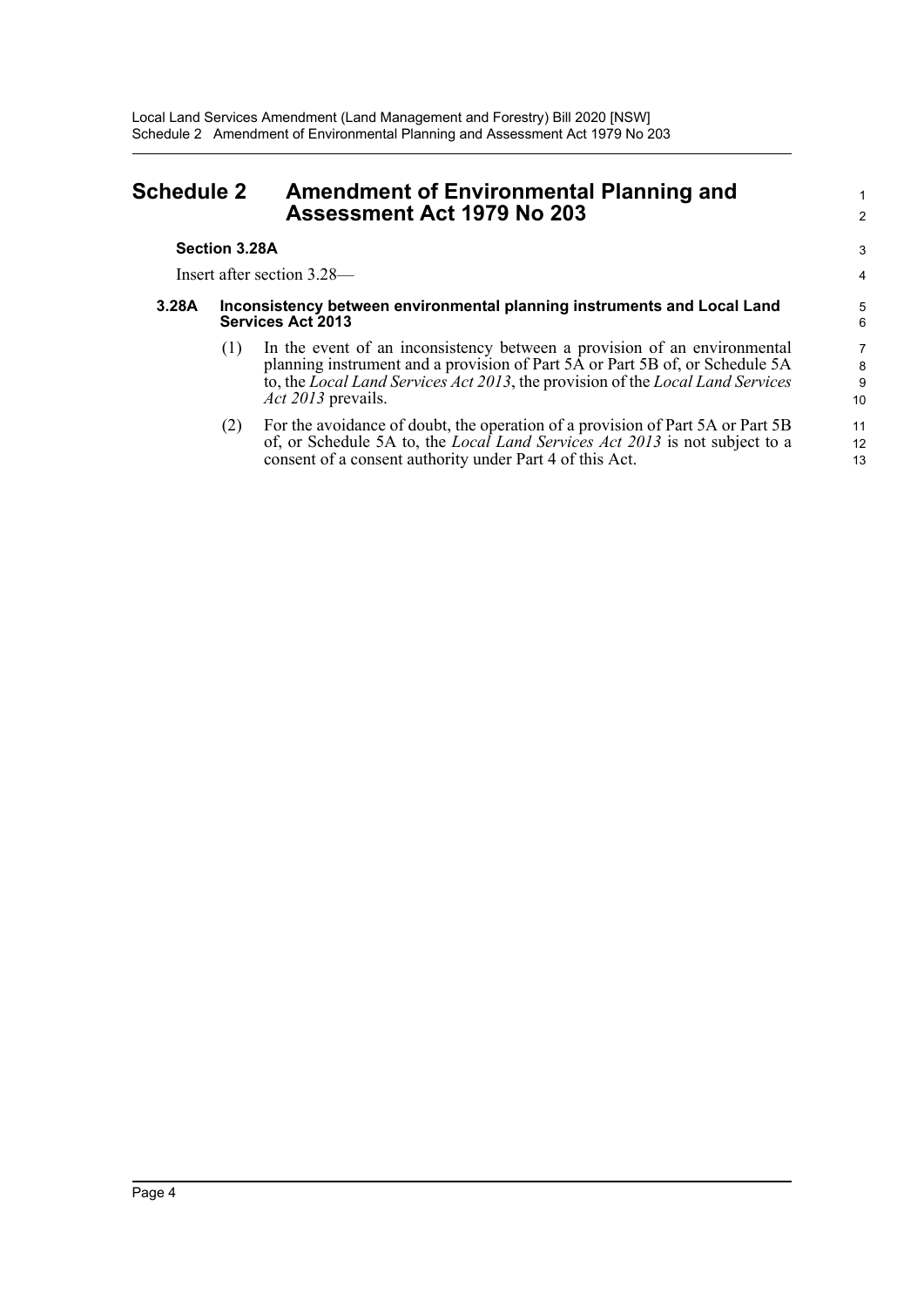# Schedule 2 Amendment of Environmental Planning and Assessment Act 1979 No 203

### Section 3.28A

Insert after section 3.28—

#### 3.28A Inconsistency between environmental planning instruments and Local Land Services Act 2013

(1) In the event of an inconsistency between a provision of an environmental planning instrument and a provision of Part 5A or Part 5B of, or Schedule 5A to, the *Local Land Services Act 2013*, the provision of the *Local Land Services Act 2013* prevails.

(2) For the avoidance of doubt, the operation of a provision of Part 5A or Part 5B of, or Schedule 5A to, the *Local Land Services Act 2013* is not subject to a consent of a consent authority under Part 4 of this Act.